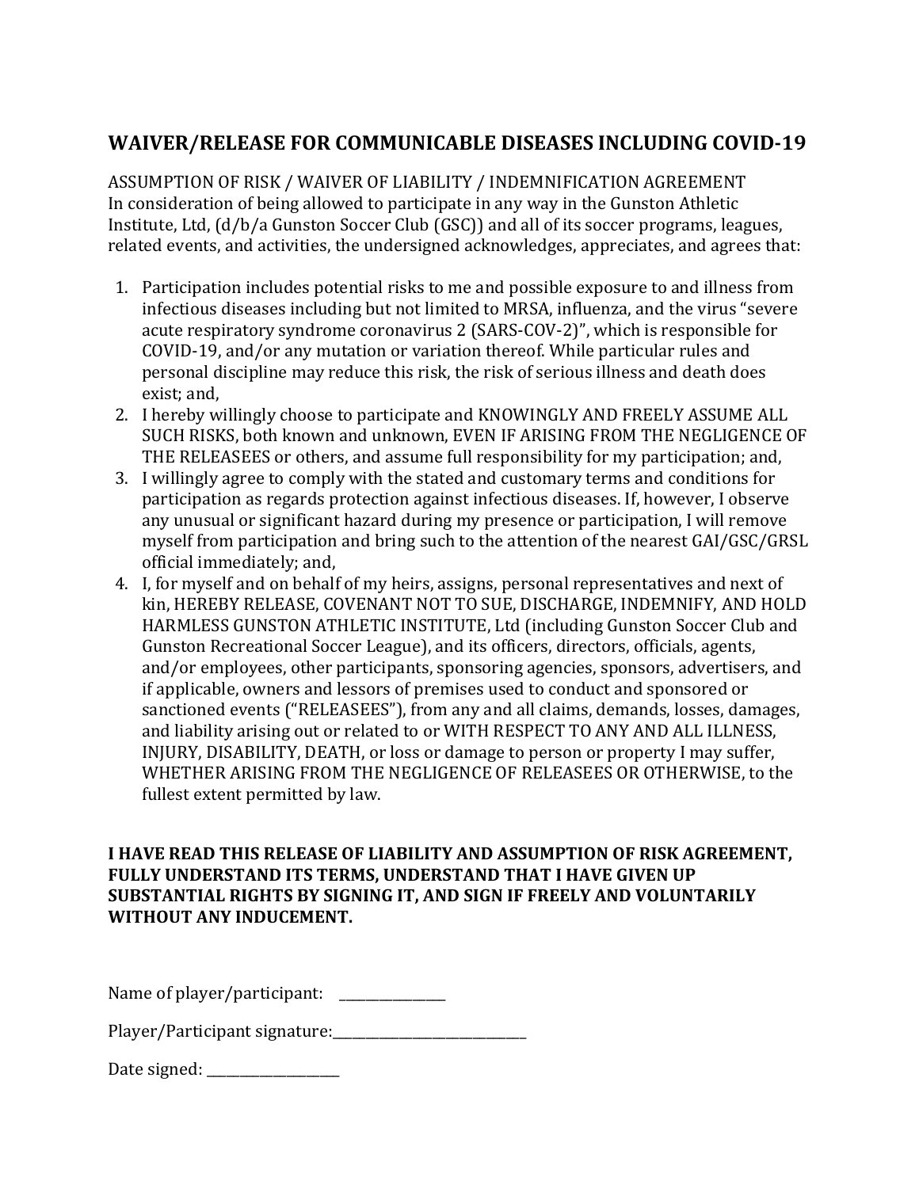## WAIVER/RELEASE FOR COMMUNICABLE DISEASES INCLUDING COVID-19

ASSUMPTION OF RISK / WAIVER OF LIABILITY / INDEMNIFICATION AGREEMENT
In consideration of being allowed to participate in any way in the Gunston Athletic Institute, Ltd, (d/b/a Gunston Soccer Club (GSC)) and all of its soccer programs, leagues, related events, and activities, the undersigned acknowledges, appreciates, and agrees that:

1. Participation includes potential risks to me and possible exposure to and illness from infectious diseases including but not limited to MRSA, influenza, and the virus "severe acute respiratory syndrome coronavirus 2 (SARS-COV-2)", which is responsible for COVID-19, and/or any mutation or variation thereof. While particular rules and personal discipline may reduce this risk, the risk of serious illness and death does exist; and,
2. I hereby willingly choose to participate and KNOWINGLY AND FREELY ASSUME ALL SUCH RISKS, both known and unknown, EVEN IF ARISING FROM THE NEGLIGENCE OF THE RELEASEES or others, and assume full responsibility for my participation; and,
3. I willingly agree to comply with the stated and customary terms and conditions for participation as regards protection against infectious diseases. If, however, I observe any unusual or significant hazard during my presence or participation, I will remove myself from participation and bring such to the attention of the nearest GAI/GSC/GRSL official immediately; and,
4. I, for myself and on behalf of my heirs, assigns, personal representatives and next of kin, HEREBY RELEASE, COVENANT NOT TO SUE, DISCHARGE, INDEMNIFY, AND HOLD HARMLESS GUNSTON ATHLETIC INSTITUTE, Ltd (including Gunston Soccer Club and Gunston Recreational Soccer League), and its officers, directors, officials, agents, and/or employees, other participants, sponsoring agencies, sponsors, advertisers, and if applicable, owners and lessors of premises used to conduct and sponsored or sanctioned events ("RELEASEES"), from any and all claims, demands, losses, damages, and liability arising out or related to or WITH RESPECT TO ANY AND ALL ILLNESS, INJURY, DISABILITY, DEATH, or loss or damage to person or property I may suffer, WHETHER ARISING FROM THE NEGLIGENCE OF RELEASEES OR OTHERWISE, to the fullest extent permitted by law.

**I HAVE READ THIS RELEASE OF LIABILITY AND ASSUMPTION OF RISK AGREEMENT, FULLY UNDERSTAND ITS TERMS, UNDERSTAND THAT I HAVE GIVEN UP SUBSTANTIAL RIGHTS BY SIGNING IT, AND SIGN IF FREELY AND VOLUNTARILY WITHOUT ANY INDUCEMENT.**

Name of player/participant: _______________

Player/Participant signature:____________________________

Date signed: ___________________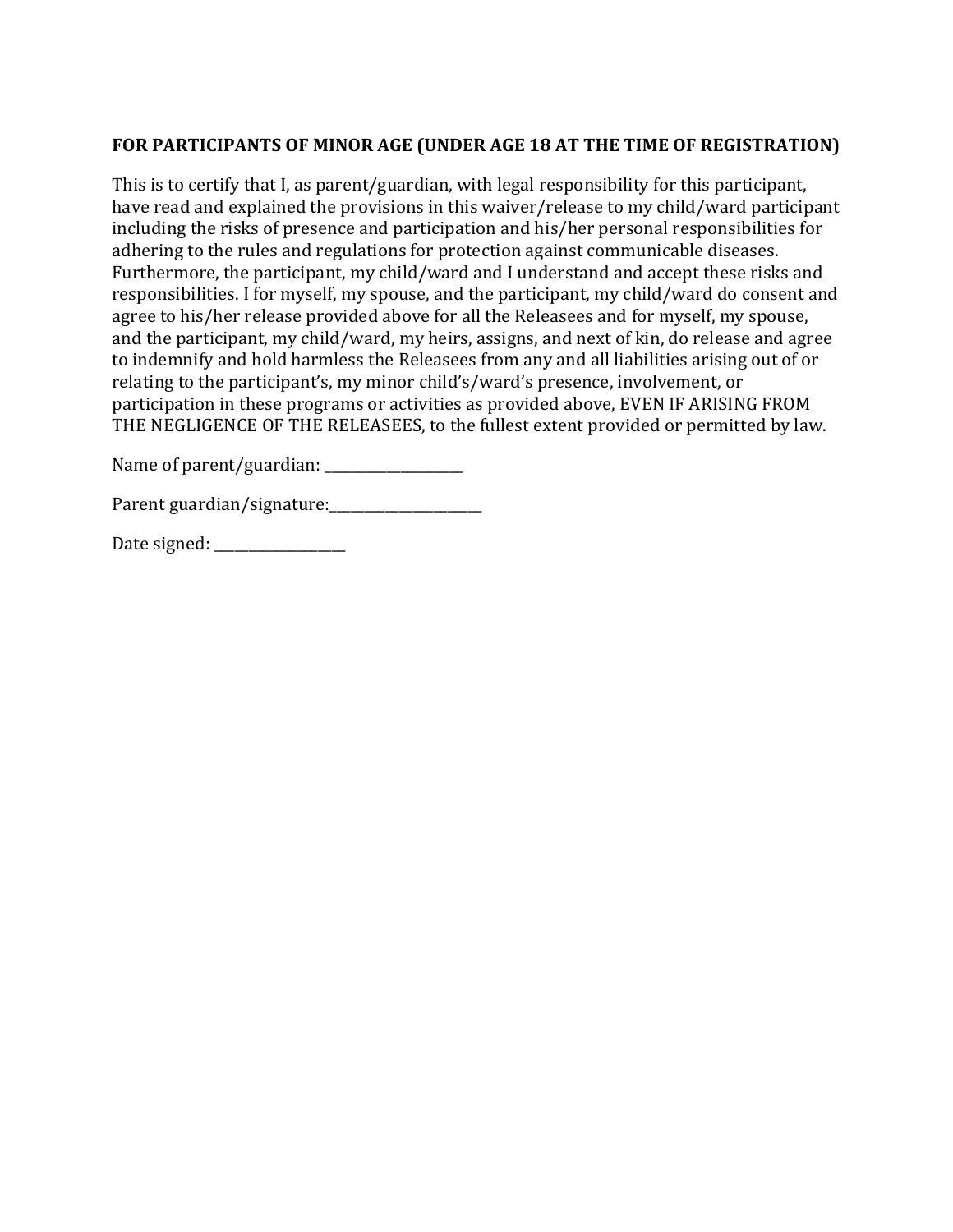**FOR PARTICIPANTS OF MINOR AGE (UNDER AGE 18 AT THE TIME OF REGISTRATION)**

This is to certify that I, as parent/guardian, with legal responsibility for this participant, have read and explained the provisions in this waiver/release to my child/ward participant including the risks of presence and participation and his/her personal responsibilities for adhering to the rules and regulations for protection against communicable diseases. Furthermore, the participant, my child/ward and I understand and accept these risks and responsibilities. I for myself, my spouse, and the participant, my child/ward do consent and agree to his/her release provided above for all the Releasees and for myself, my spouse, and the participant, my child/ward, my heirs, assigns, and next of kin, do release and agree to indemnify and hold harmless the Releasees from any and all liabilities arising out of or relating to the participant's, my minor child's/ward's presence, involvement, or participation in these programs or activities as provided above, EVEN IF ARISING FROM THE NEGLIGENCE OF THE RELEASEES, to the fullest extent provided or permitted by law.

Name of parent/guardian: ____________________

Parent guardian/signature:______________________

Date signed: ___________________